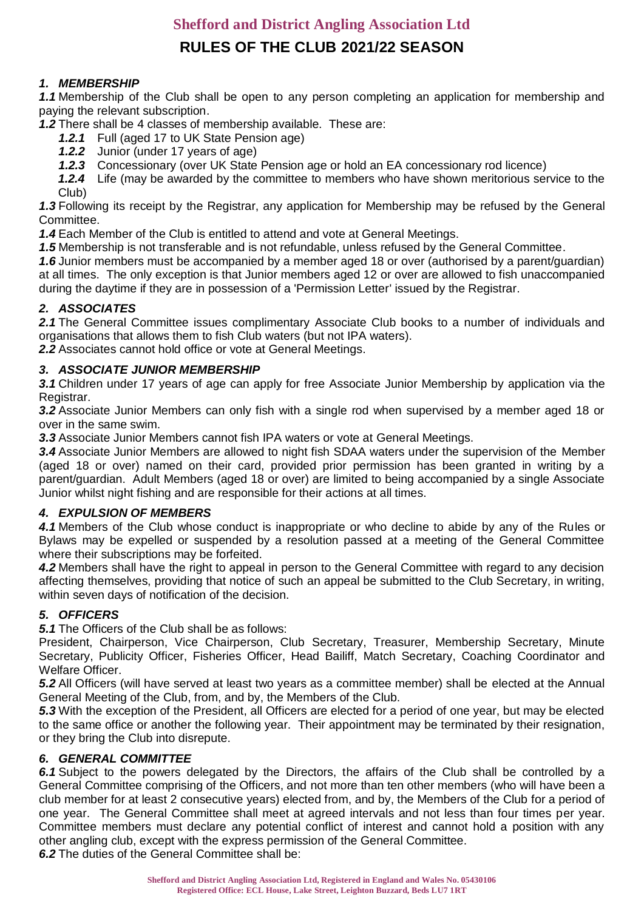# Shefford and District Angling Association Ltd

## RULES OF THE CLUB 2021/22 SEASON

### *1. MEMBERSHIP*

***1.1*** Membership of the Club shall be open to any person completing an application for membership and paying the relevant subscription.

***1.2*** There shall be 4 classes of membership available. These are:

- ***1.2.1*** Full (aged 17 to UK State Pension age)
- ***1.2.2*** Junior (under 17 years of age)
- ***1.2.3*** Concessionary (over UK State Pension age or hold an EA concessionary rod licence)
- ***1.2.4*** Life (may be awarded by the committee to members who have shown meritorious service to the Club)

***1.3*** Following its receipt by the Registrar, any application for Membership may be refused by the General Committee.

***1.4*** Each Member of the Club is entitled to attend and vote at General Meetings.

***1.5*** Membership is not transferable and is not refundable, unless refused by the General Committee.

***1.6*** Junior members must be accompanied by a member aged 18 or over (authorised by a parent/guardian) at all times. The only exception is that Junior members aged 12 or over are allowed to fish unaccompanied during the daytime if they are in possession of a 'Permission Letter' issued by the Registrar.

### *2. ASSOCIATES*

***2.1*** The General Committee issues complimentary Associate Club books to a number of individuals and organisations that allows them to fish Club waters (but not IPA waters).

***2.2*** Associates cannot hold office or vote at General Meetings.

### *3. ASSOCIATE JUNIOR MEMBERSHIP*

***3.1*** Children under 17 years of age can apply for free Associate Junior Membership by application via the Registrar.

***3.2*** Associate Junior Members can only fish with a single rod when supervised by a member aged 18 or over in the same swim.

***3.3*** Associate Junior Members cannot fish IPA waters or vote at General Meetings.

***3.4*** Associate Junior Members are allowed to night fish SDAA waters under the supervision of the Member (aged 18 or over) named on their card, provided prior permission has been granted in writing by a parent/guardian. Adult Members (aged 18 or over) are limited to being accompanied by a single Associate Junior whilst night fishing and are responsible for their actions at all times.

### *4. EXPULSION OF MEMBERS*

***4.1*** Members of the Club whose conduct is inappropriate or who decline to abide by any of the Rules or Bylaws may be expelled or suspended by a resolution passed at a meeting of the General Committee where their subscriptions may be forfeited.

***4.2*** Members shall have the right to appeal in person to the General Committee with regard to any decision affecting themselves, providing that notice of such an appeal be submitted to the Club Secretary, in writing, within seven days of notification of the decision.

### *5. OFFICERS*

***5.1*** The Officers of the Club shall be as follows:

President, Chairperson, Vice Chairperson, Club Secretary, Treasurer, Membership Secretary, Minute Secretary, Publicity Officer, Fisheries Officer, Head Bailiff, Match Secretary, Coaching Coordinator and Welfare Officer.

***5.2*** All Officers (will have served at least two years as a committee member) shall be elected at the Annual General Meeting of the Club, from, and by, the Members of the Club.

***5.3*** With the exception of the President, all Officers are elected for a period of one year, but may be elected to the same office or another the following year. Their appointment may be terminated by their resignation, or they bring the Club into disrepute.

### *6. GENERAL COMMITTEE*

***6.1*** Subject to the powers delegated by the Directors, the affairs of the Club shall be controlled by a General Committee comprising of the Officers, and not more than ten other members (who will have been a club member for at least 2 consecutive years) elected from, and by, the Members of the Club for a period of one year. The General Committee shall meet at agreed intervals and not less than four times per year. Committee members must declare any potential conflict of interest and cannot hold a position with any other angling club, except with the express permission of the General Committee.

***6.2*** The duties of the General Committee shall be: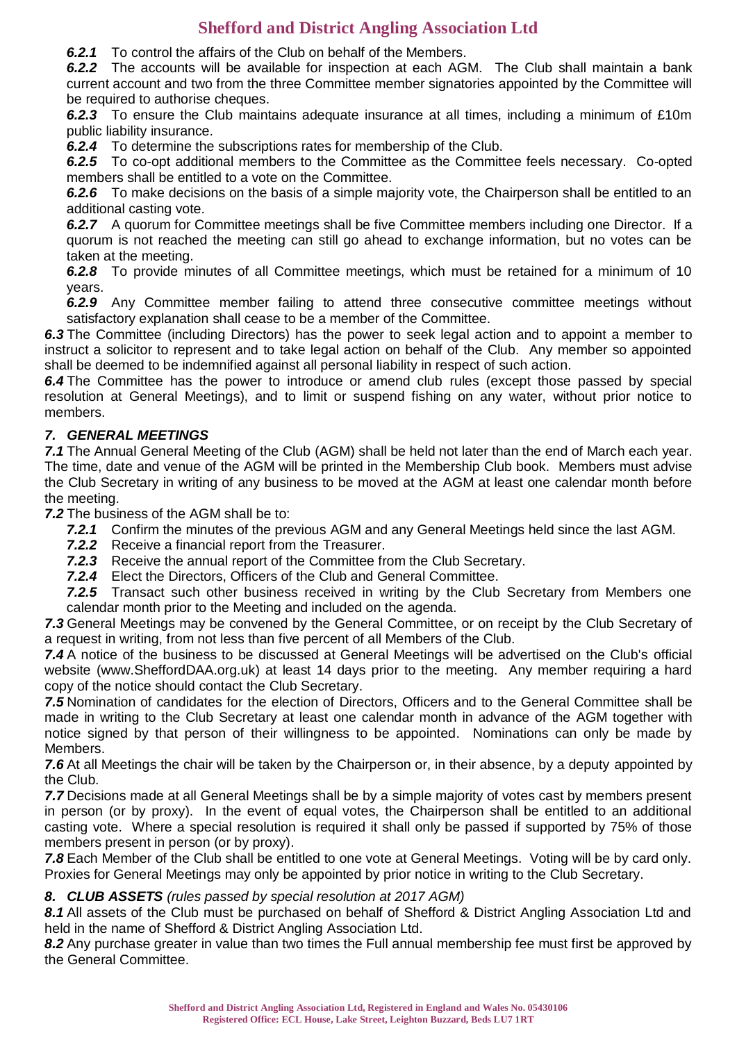***6.2.1*** To control the affairs of the Club on behalf of the Members.

***6.2.2*** The accounts will be available for inspection at each AGM. The Club shall maintain a bank current account and two from the three Committee member signatories appointed by the Committee will be required to authorise cheques.

***6.2.3*** To ensure the Club maintains adequate insurance at all times, including a minimum of £10m public liability insurance.

***6.2.4*** To determine the subscriptions rates for membership of the Club.

***6.2.5*** To co-opt additional members to the Committee as the Committee feels necessary. Co-opted members shall be entitled to a vote on the Committee.

***6.2.6*** To make decisions on the basis of a simple majority vote, the Chairperson shall be entitled to an additional casting vote.

***6.2.7*** A quorum for Committee meetings shall be five Committee members including one Director. If a quorum is not reached the meeting can still go ahead to exchange information, but no votes can be taken at the meeting.

***6.2.8*** To provide minutes of all Committee meetings, which must be retained for a minimum of 10 years.

***6.2.9*** Any Committee member failing to attend three consecutive committee meetings without satisfactory explanation shall cease to be a member of the Committee.

***6.3*** The Committee (including Directors) has the power to seek legal action and to appoint a member to instruct a solicitor to represent and to take legal action on behalf of the Club. Any member so appointed shall be deemed to be indemnified against all personal liability in respect of such action.

***6.4*** The Committee has the power to introduce or amend club rules (except those passed by special resolution at General Meetings), and to limit or suspend fishing on any water, without prior notice to members.

### *7. GENERAL MEETINGS*

***7.1*** The Annual General Meeting of the Club (AGM) shall be held not later than the end of March each year. The time, date and venue of the AGM will be printed in the Membership Club book. Members must advise the Club Secretary in writing of any business to be moved at the AGM at least one calendar month before the meeting.

***7.2*** The business of the AGM shall be to:

- ***7.2.1*** Confirm the minutes of the previous AGM and any General Meetings held since the last AGM.
- ***7.2.2*** Receive a financial report from the Treasurer.
- ***7.2.3*** Receive the annual report of the Committee from the Club Secretary.
- ***7.2.4*** Elect the Directors, Officers of the Club and General Committee.
- ***7.2.5*** Transact such other business received in writing by the Club Secretary from Members one calendar month prior to the Meeting and included on the agenda.

***7.3*** General Meetings may be convened by the General Committee, or on receipt by the Club Secretary of a request in writing, from not less than five percent of all Members of the Club.

***7.4*** A notice of the business to be discussed at General Meetings will be advertised on the Club's official website (www.SheffordDAA.org.uk) at least 14 days prior to the meeting. Any member requiring a hard copy of the notice should contact the Club Secretary.

***7.5*** Nomination of candidates for the election of Directors, Officers and to the General Committee shall be made in writing to the Club Secretary at least one calendar month in advance of the AGM together with notice signed by that person of their willingness to be appointed. Nominations can only be made by Members.

***7.6*** At all Meetings the chair will be taken by the Chairperson or, in their absence, by a deputy appointed by the Club.

***7.7*** Decisions made at all General Meetings shall be by a simple majority of votes cast by members present in person (or by proxy). In the event of equal votes, the Chairperson shall be entitled to an additional casting vote. Where a special resolution is required it shall only be passed if supported by 75% of those members present in person (or by proxy).

***7.8*** Each Member of the Club shall be entitled to one vote at General Meetings. Voting will be by card only. Proxies for General Meetings may only be appointed by prior notice in writing to the Club Secretary.

### *8. CLUB ASSETS (rules passed by special resolution at 2017 AGM)*

***8.1*** All assets of the Club must be purchased on behalf of Shefford & District Angling Association Ltd and held in the name of Shefford & District Angling Association Ltd.

***8.2*** Any purchase greater in value than two times the Full annual membership fee must first be approved by the General Committee.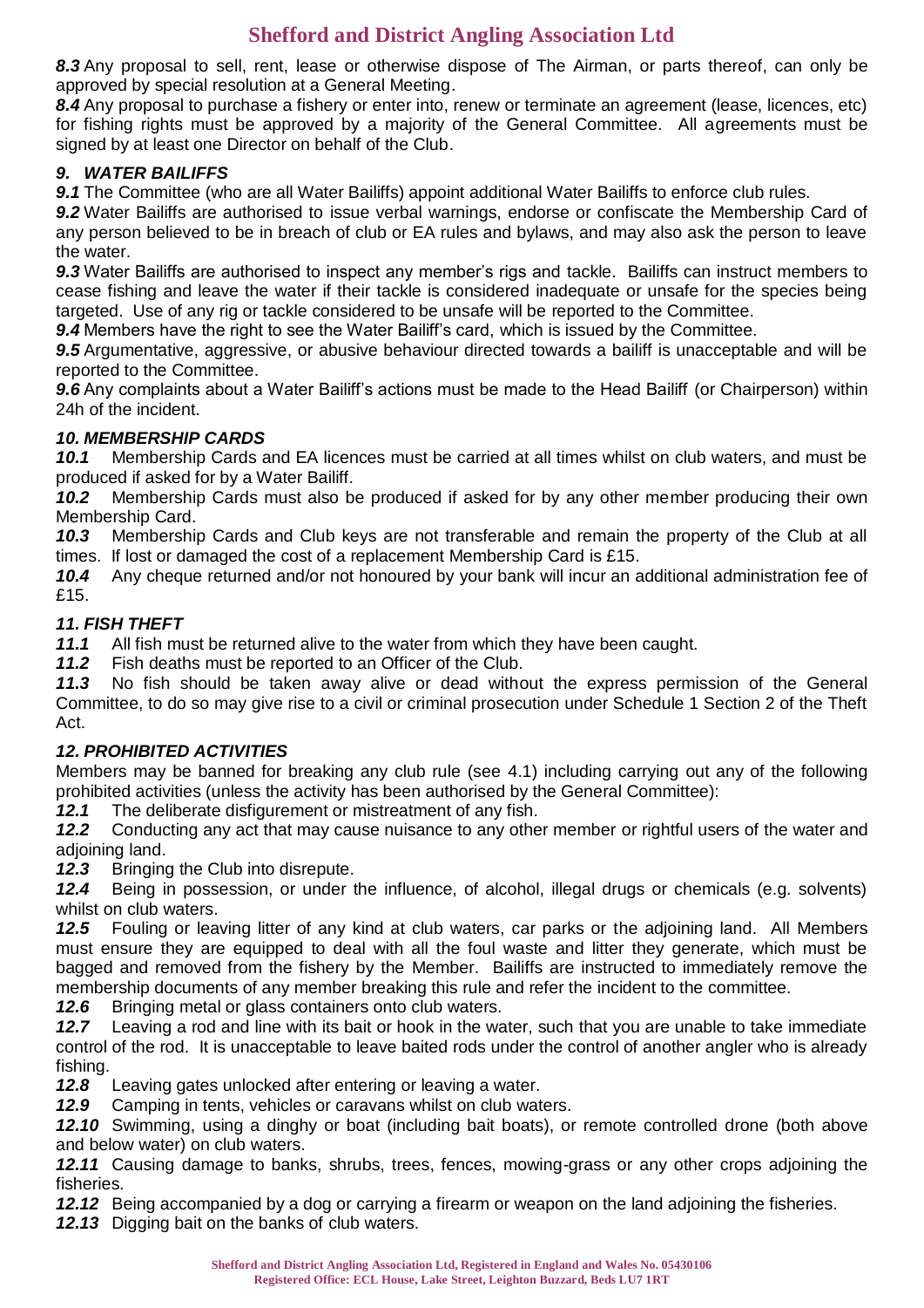***8.3*** Any proposal to sell, rent, lease or otherwise dispose of The Airman, or parts thereof, can only be approved by special resolution at a General Meeting.

***8.4*** Any proposal to purchase a fishery or enter into, renew or terminate an agreement (lease, licences, etc) for fishing rights must be approved by a majority of the General Committee. All agreements must be signed by at least one Director on behalf of the Club.

### *9. WATER BAILIFFS*

***9.1*** The Committee (who are all Water Bailiffs) appoint additional Water Bailiffs to enforce club rules.

***9.2*** Water Bailiffs are authorised to issue verbal warnings, endorse or confiscate the Membership Card of any person believed to be in breach of club or EA rules and bylaws, and may also ask the person to leave the water.

***9.3*** Water Bailiffs are authorised to inspect any member's rigs and tackle. Bailiffs can instruct members to cease fishing and leave the water if their tackle is considered inadequate or unsafe for the species being targeted. Use of any rig or tackle considered to be unsafe will be reported to the Committee.

***9.4*** Members have the right to see the Water Bailiff's card, which is issued by the Committee.

***9.5*** Argumentative, aggressive, or abusive behaviour directed towards a bailiff is unacceptable and will be reported to the Committee.

***9.6*** Any complaints about a Water Bailiff's actions must be made to the Head Bailiff (or Chairperson) within 24h of the incident.

### *10. MEMBERSHIP CARDS*

***10.1*** Membership Cards and EA licences must be carried at all times whilst on club waters, and must be produced if asked for by a Water Bailiff.

***10.2*** Membership Cards must also be produced if asked for by any other member producing their own Membership Card.

***10.3*** Membership Cards and Club keys are not transferable and remain the property of the Club at all times. If lost or damaged the cost of a replacement Membership Card is £15.

***10.4*** Any cheque returned and/or not honoured by your bank will incur an additional administration fee of £15.

### *11. FISH THEFT*

***11.1*** All fish must be returned alive to the water from which they have been caught.

***11.2*** Fish deaths must be reported to an Officer of the Club.

***11.3*** No fish should be taken away alive or dead without the express permission of the General Committee, to do so may give rise to a civil or criminal prosecution under Schedule 1 Section 2 of the Theft Act.

### *12. PROHIBITED ACTIVITIES*

Members may be banned for breaking any club rule (see 4.1) including carrying out any of the following prohibited activities (unless the activity has been authorised by the General Committee):

***12.1*** The deliberate disfigurement or mistreatment of any fish.

***12.2*** Conducting any act that may cause nuisance to any other member or rightful users of the water and adjoining land.

***12.3*** Bringing the Club into disrepute.

***12.4*** Being in possession, or under the influence, of alcohol, illegal drugs or chemicals (e.g. solvents) whilst on club waters.

***12.5*** Fouling or leaving litter of any kind at club waters, car parks or the adjoining land. All Members must ensure they are equipped to deal with all the foul waste and litter they generate, which must be bagged and removed from the fishery by the Member. Bailiffs are instructed to immediately remove the membership documents of any member breaking this rule and refer the incident to the committee.

***12.6*** Bringing metal or glass containers onto club waters.

***12.7*** Leaving a rod and line with its bait or hook in the water, such that you are unable to take immediate control of the rod. It is unacceptable to leave baited rods under the control of another angler who is already fishing.

***12.8*** Leaving gates unlocked after entering or leaving a water.

***12.9*** Camping in tents, vehicles or caravans whilst on club waters.

***12.10*** Swimming, using a dinghy or boat (including bait boats), or remote controlled drone (both above and below water) on club waters.

***12.11*** Causing damage to banks, shrubs, trees, fences, mowing-grass or any other crops adjoining the fisheries.

***12.12*** Being accompanied by a dog or carrying a firearm or weapon on the land adjoining the fisheries.

***12.13*** Digging bait on the banks of club waters.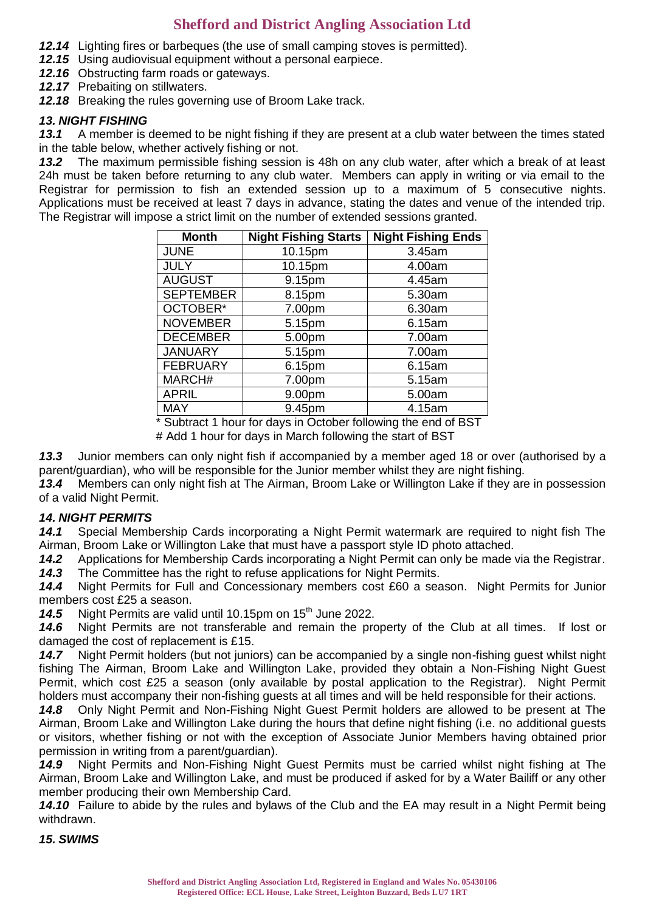**12.14** Lighting fires or barbeques (the use of small camping stoves is permitted).
**12.15** Using audiovisual equipment without a personal earpiece.
**12.16** Obstructing farm roads or gateways.
**12.17** Prebaiting on stillwaters.
**12.18** Breaking the rules governing use of Broom Lake track.

### *13. NIGHT FISHING*

**13.1** A member is deemed to be night fishing if they are present at a club water between the times stated in the table below, whether actively fishing or not.

**13.2** The maximum permissible fishing session is 48h on any club water, after which a break of at least 24h must be taken before returning to any club water. Members can apply in writing or via email to the Registrar for permission to fish an extended session up to a maximum of 5 consecutive nights. Applications must be received at least 7 days in advance, stating the dates and venue of the intended trip. The Registrar will impose a strict limit on the number of extended sessions granted.

| Month | Night Fishing Starts | Night Fishing Ends |
|---|---|---|
| JUNE | 10.15pm | 3.45am |
| JULY | 10.15pm | 4.00am |
| AUGUST | 9.15pm | 4.45am |
| SEPTEMBER | 8.15pm | 5.30am |
| OCTOBER* | 7.00pm | 6.30am |
| NOVEMBER | 5.15pm | 6.15am |
| DECEMBER | 5.00pm | 7.00am |
| JANUARY | 5.15pm | 7.00am |
| FEBRUARY | 6.15pm | 6.15am |
| MARCH# | 7.00pm | 5.15am |
| APRIL | 9.00pm | 5.00am |
| MAY | 9.45pm | 4.15am |

\* Subtract 1 hour for days in October following the end of BST
\# Add 1 hour for days in March following the start of BST

**13.3** Junior members can only night fish if accompanied by a member aged 18 or over (authorised by a parent/guardian), who will be responsible for the Junior member whilst they are night fishing.

**13.4** Members can only night fish at The Airman, Broom Lake or Willington Lake if they are in possession of a valid Night Permit.

### *14. NIGHT PERMITS*

**14.1** Special Membership Cards incorporating a Night Permit watermark are required to night fish The Airman, Broom Lake or Willington Lake that must have a passport style ID photo attached.

**14.2** Applications for Membership Cards incorporating a Night Permit can only be made via the Registrar.

**14.3** The Committee has the right to refuse applications for Night Permits.

**14.4** Night Permits for Full and Concessionary members cost £60 a season. Night Permits for Junior members cost £25 a season.

**14.5** Night Permits are valid until 10.15pm on 15th June 2022.

**14.6** Night Permits are not transferable and remain the property of the Club at all times. If lost or damaged the cost of replacement is £15.

**14.7** Night Permit holders (but not juniors) can be accompanied by a single non-fishing guest whilst night fishing The Airman, Broom Lake and Willington Lake, provided they obtain a Non-Fishing Night Guest Permit, which cost £25 a season (only available by postal application to the Registrar). Night Permit holders must accompany their non-fishing guests at all times and will be held responsible for their actions.

**14.8** Only Night Permit and Non-Fishing Night Guest Permit holders are allowed to be present at The Airman, Broom Lake and Willington Lake during the hours that define night fishing (i.e. no additional guests or visitors, whether fishing or not with the exception of Associate Junior Members having obtained prior permission in writing from a parent/guardian).

**14.9** Night Permits and Non-Fishing Night Guest Permits must be carried whilst night fishing at The Airman, Broom Lake and Willington Lake, and must be produced if asked for by a Water Bailiff or any other member producing their own Membership Card.

**14.10** Failure to abide by the rules and bylaws of the Club and the EA may result in a Night Permit being withdrawn.

### *15. SWIMS*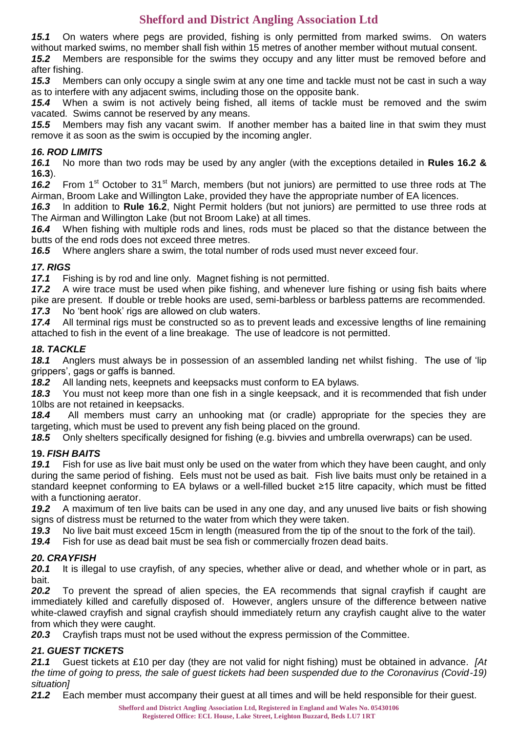**15.1** On waters where pegs are provided, fishing is only permitted from marked swims. On waters without marked swims, no member shall fish within 15 metres of another member without mutual consent.

**15.2** Members are responsible for the swims they occupy and any litter must be removed before and after fishing.

**15.3** Members can only occupy a single swim at any one time and tackle must not be cast in such a way as to interfere with any adjacent swims, including those on the opposite bank.

**15.4** When a swim is not actively being fished, all items of tackle must be removed and the swim vacated. Swims cannot be reserved by any means.

**15.5** Members may fish any vacant swim. If another member has a baited line in that swim they must remove it as soon as the swim is occupied by the incoming angler.

### *16. ROD LIMITS*

**16.1** No more than two rods may be used by any angler (with the exceptions detailed in **Rules 16.2 & 16.3**).

**16.2** From 1st October to 31st March, members (but not juniors) are permitted to use three rods at The Airman, Broom Lake and Willington Lake, provided they have the appropriate number of EA licences.

**16.3** In addition to **Rule 16.2**, Night Permit holders (but not juniors) are permitted to use three rods at The Airman and Willington Lake (but not Broom Lake) at all times.

**16.4** When fishing with multiple rods and lines, rods must be placed so that the distance between the butts of the end rods does not exceed three metres.

**16.5** Where anglers share a swim, the total number of rods used must never exceed four.

### *17. RIGS*

**17.1** Fishing is by rod and line only. Magnet fishing is not permitted.

**17.2** A wire trace must be used when pike fishing, and whenever lure fishing or using fish baits where pike are present. If double or treble hooks are used, semi-barbless or barbless patterns are recommended.

**17.3** No 'bent hook' rigs are allowed on club waters.

**17.4** All terminal rigs must be constructed so as to prevent leads and excessive lengths of line remaining attached to fish in the event of a line breakage. The use of leadcore is not permitted.

### *18. TACKLE*

**18.1** Anglers must always be in possession of an assembled landing net whilst fishing. The use of 'lip grippers', gags or gaffs is banned.

**18.2** All landing nets, keepnets and keepsacks must conform to EA bylaws.

**18.3** You must not keep more than one fish in a single keepsack, and it is recommended that fish under 10lbs are not retained in keepsacks.

**18.4** All members must carry an unhooking mat (or cradle) appropriate for the species they are targeting, which must be used to prevent any fish being placed on the ground.

**18.5** Only shelters specifically designed for fishing (e.g. bivvies and umbrella overwraps) can be used.

### **19.** *FISH BAITS*

**19.1** Fish for use as live bait must only be used on the water from which they have been caught, and only during the same period of fishing. Eels must not be used as bait. Fish live baits must only be retained in a standard keepnet conforming to EA bylaws or a well-filled bucket ≥15 litre capacity, which must be fitted with a functioning aerator.

**19.2** A maximum of ten live baits can be used in any one day, and any unused live baits or fish showing signs of distress must be returned to the water from which they were taken.

**19.3** No live bait must exceed 15cm in length (measured from the tip of the snout to the fork of the tail).

**19.4** Fish for use as dead bait must be sea fish or commercially frozen dead baits.

### *20. CRAYFISH*

**20.1** It is illegal to use crayfish, of any species, whether alive or dead, and whether whole or in part, as bait.

**20.2** To prevent the spread of alien species, the EA recommends that signal crayfish if caught are immediately killed and carefully disposed of. However, anglers unsure of the difference between native white-clawed crayfish and signal crayfish should immediately return any crayfish caught alive to the water from which they were caught.

**20.3** Crayfish traps must not be used without the express permission of the Committee.

### *21. GUEST TICKETS*

**21.1** Guest tickets at £10 per day (they are not valid for night fishing) must be obtained in advance. *[At the time of going to press, the sale of guest tickets had been suspended due to the Coronavirus (Covid-19) situation]*

**21.2** Each member must accompany their guest at all times and will be held responsible for their guest.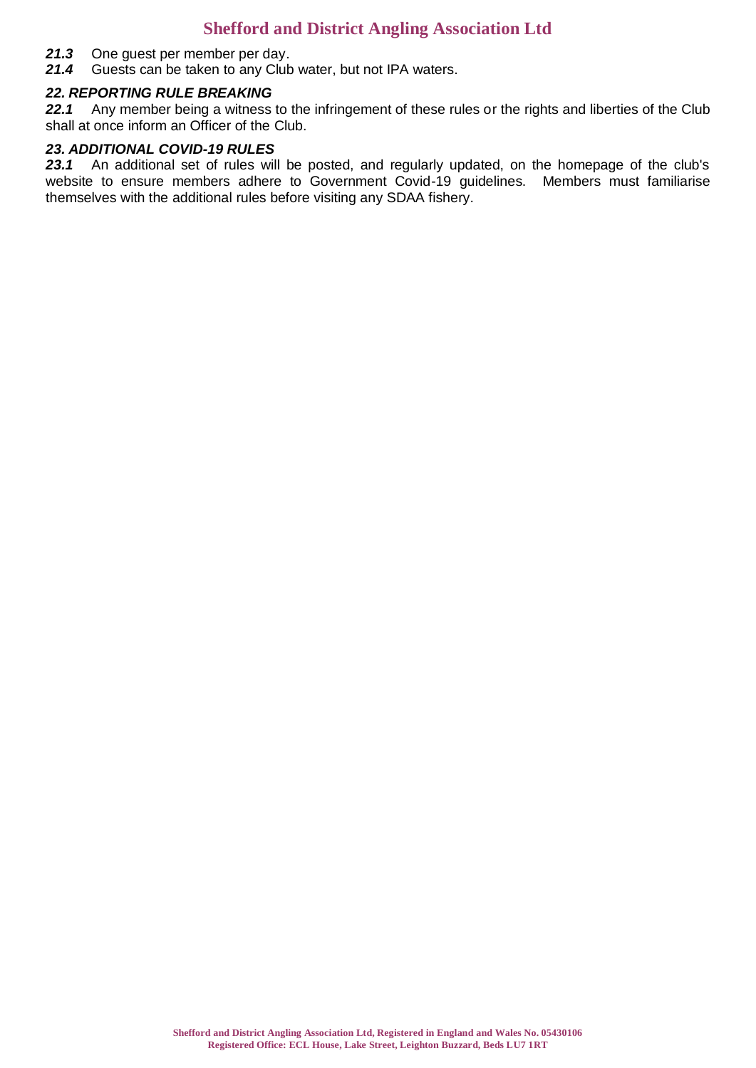***21.3*** One guest per member per day.
***21.4*** Guests can be taken to any Club water, but not IPA waters.

### *22. REPORTING RULE BREAKING*

***22.1*** Any member being a witness to the infringement of these rules or the rights and liberties of the Club shall at once inform an Officer of the Club.

### *23. ADDITIONAL COVID-19 RULES*

***23.1*** An additional set of rules will be posted, and regularly updated, on the homepage of the club's website to ensure members adhere to Government Covid-19 guidelines. Members must familiarise themselves with the additional rules before visiting any SDAA fishery.